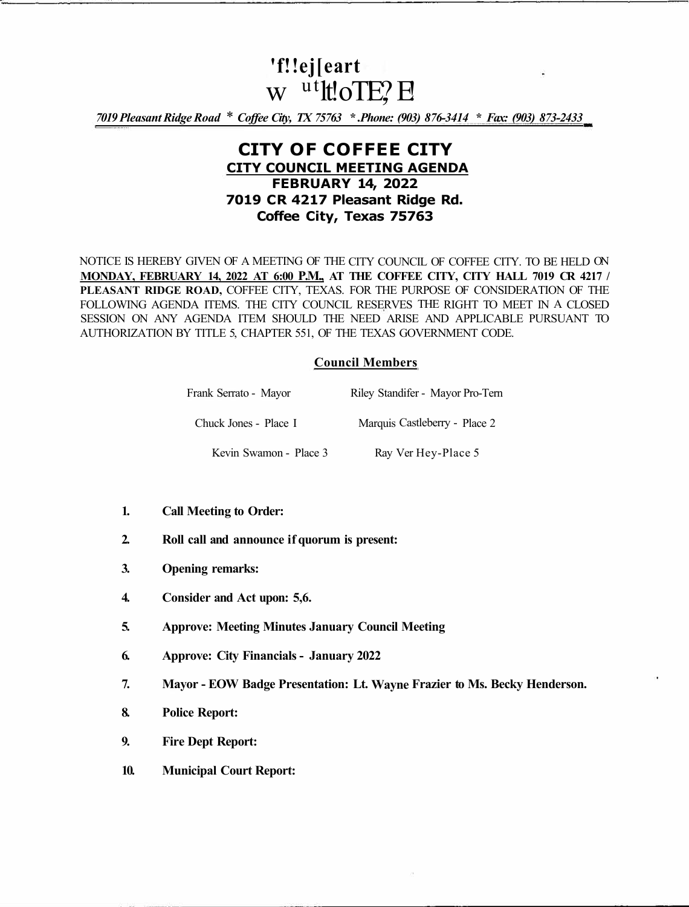'f!!ej[eart
w ut lt!oTE? E

*7019 Pleasant Ridge Road * Coffee City, TX 75763 * .Phone: (903) 876-3414 * Fax: (903) 873-2433*

# CITY OF COFFEE CITY

## CITY COUNCIL MEETING AGENDA

### FEBRUARY 14, 2022
### 7019 CR 4217 Pleasant Ridge Rd.
### Coffee City, Texas 75763

NOTICE IS HEREBY GIVEN OF A MEETING OF THE CITY COUNCIL OF COFFEE CITY. TO BE HELD ON **MONDAY, FEBRUARY 14, 2022 AT 6:00 P.M., AT THE COFFEE CITY, CITY HALL 7019 CR 4217 / PLEASANT RIDGE ROAD,** COFFEE CITY, TEXAS. FOR THE PURPOSE OF CONSIDERATION OF THE FOLLOWING AGENDA ITEMS. THE CITY COUNCIL RESERVES THE RIGHT TO MEET IN A CLOSED SESSION ON ANY AGENDA ITEM SHOULD THE NEED ARISE AND APPLICABLE PURSUANT TO AUTHORIZATION BY TITLE 5, CHAPTER 551, OF THE TEXAS GOVERNMENT CODE.

**Council Members**

| | |
|---|---|
| Frank Serrato - Mayor | Riley Standifer - Mayor Pro-Tem |
| Chuck Jones - Place I | Marquis Castleberry - Place 2 |
| Kevin Swamon - Place 3 | Ray Ver Hey-Place 5 |

1. **Call Meeting to Order:**
2. **Roll call and announce if quorum is present:**
3. **Opening remarks:**
4. **Consider and Act upon: 5,6.**
5. **Approve: Meeting Minutes January Council Meeting**
6. **Approve: City Financials - January 2022**
7. **Mayor - EOW Badge Presentation: Lt. Wayne Frazier to Ms. Becky Henderson.**
8. **Police Report:**
9. **Fire Dept Report:**
10. **Municipal Court Report:**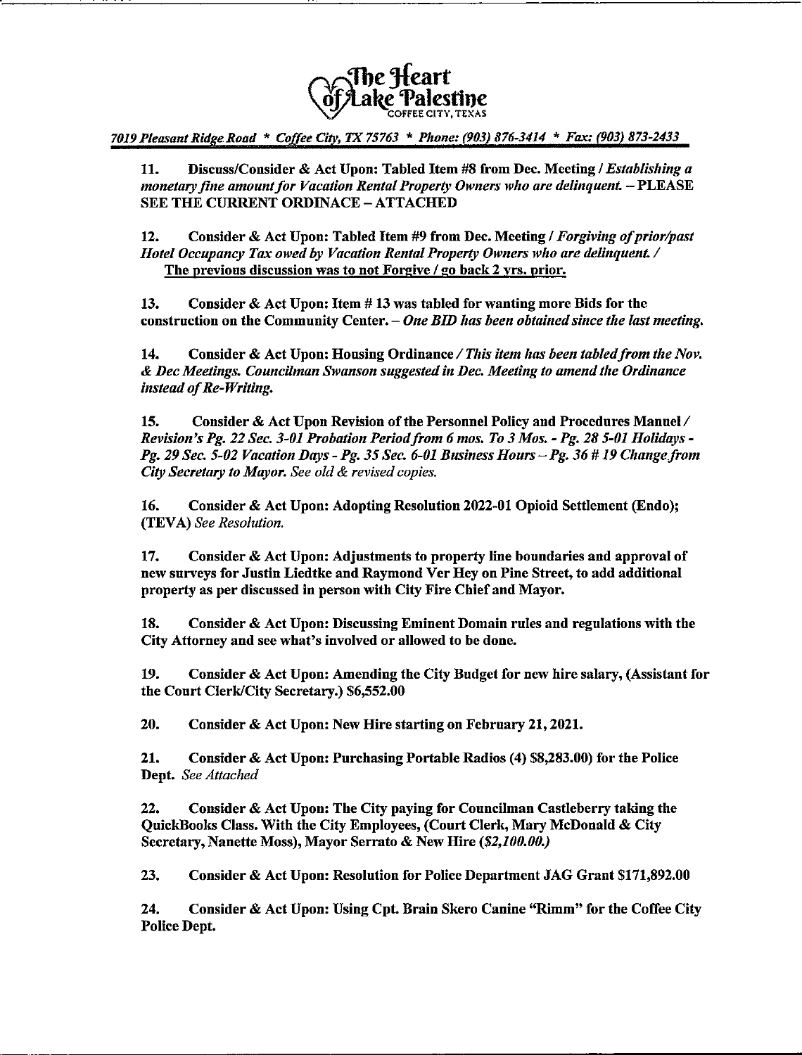The Heart of Lake Palestine
COFFEE CITY, TEXAS

*7019 Pleasant Ridge Road * Coffee City, TX 75763 * Phone: (903) 876-3414 * Fax: (903) 873-2433*

11. **Discuss/Consider & Act Upon: Tabled Item #8 from Dec. Meeting /** ***Establishing a monetary fine amount for Vacation Rental Property Owners who are delinquent.*** **– PLEASE SEE THE CURRENT ORDINACE – ATTACHED**

12. **Consider & Act Upon: Tabled Item #9 from Dec. Meeting /** ***Forgiving of prior/past Hotel Occupancy Tax owed by Vacation Rental Property Owners who are delinquent. /*** **The previous discussion was to not Forgive / go back 2 yrs. prior.**

13. **Consider & Act Upon: Item # 13 was tabled for wanting more Bids for the construction on the Community Center. –** ***One BID has been obtained since the last meeting.***

14. **Consider & Act Upon: Housing Ordinance /** ***This item has been tabled from the Nov. & Dec Meetings. Councilman Swanson suggested in Dec. Meeting to amend the Ordinance instead of Re-Writing.***

15. **Consider & Act Upon Revision of the Personnel Policy and Procedures Manuel /** ***Revision's Pg. 22 Sec. 3-01 Probation Period from 6 mos. To 3 Mos. - Pg. 28 5-01 Holidays - Pg. 29 Sec. 5-02 Vacation Days - Pg. 35 Sec. 6-01 Business Hours – Pg. 36 # 19 Change from City Secretary to Mayor.*** *See old & revised copies.*

16. **Consider & Act Upon: Adopting Resolution 2022-01 Opioid Settlement (Endo); (TEVA)** *See Resolution.*

17. **Consider & Act Upon: Adjustments to property line boundaries and approval of new surveys for Justin Liedtke and Raymond Ver Hey on Pine Street, to add additional property as per discussed in person with City Fire Chief and Mayor.**

18. **Consider & Act Upon: Discussing Eminent Domain rules and regulations with the City Attorney and see what's involved or allowed to be done.**

19. **Consider & Act Upon: Amending the City Budget for new hire salary, (Assistant for the Court Clerk/City Secretary.) $6,552.00**

20. **Consider & Act Upon: New Hire starting on February 21, 2021.**

21. **Consider & Act Upon: Purchasing Portable Radios (4) $8,283.00) for the Police Dept.** *See Attached*

22. **Consider & Act Upon: The City paying for Councilman Castleberry taking the QuickBooks Class. With the City Employees, (Court Clerk, Mary McDonald & City Secretary, Nanette Moss), Mayor Serrato & New Hire (*$2,100.00.*)**

23. **Consider & Act Upon: Resolution for Police Department JAG Grant $171,892.00**

24. **Consider & Act Upon: Using Cpt. Brain Skero Canine "Rimm" for the Coffee City Police Dept.**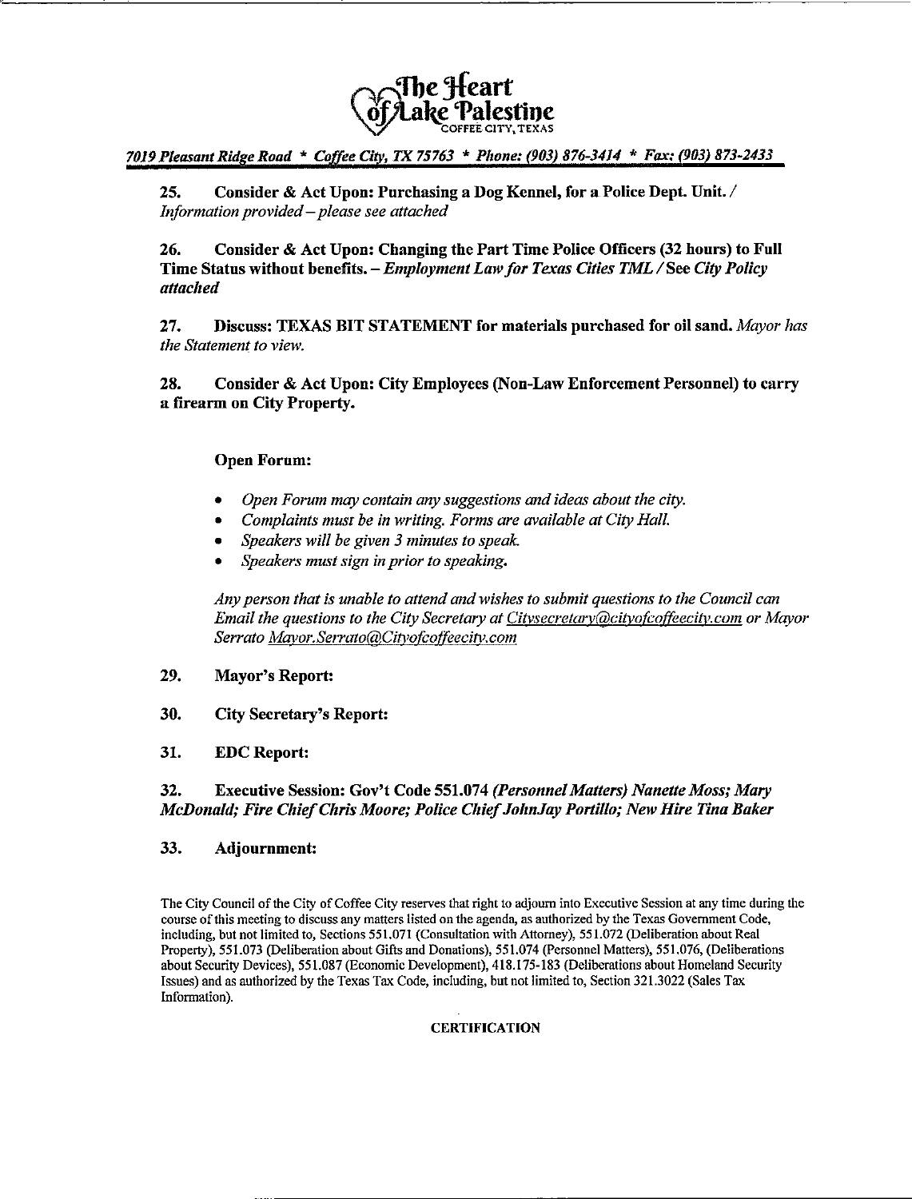**The Heart of Lake Palestine**
COFFEE CITY, TEXAS

*7019 Pleasant Ridge Road * Coffee City, TX 75763 * Phone: (903) 876-3414 * Fax: (903) 873-2433*

**25. Consider & Act Upon: Purchasing a Dog Kennel, for a Police Dept. Unit. /** *Information provided – please see attached*

**26. Consider & Act Upon: Changing the Part Time Police Officers (32 hours) to Full Time Status without benefits. –** ***Employment Law for Texas Cities TML / See City Policy attached***

**27. Discuss: TEXAS BIT STATEMENT for materials purchased for oil sand.** *Mayor has the Statement to view.*

**28. Consider & Act Upon: City Employees (Non-Law Enforcement Personnel) to carry a firearm on City Property.**

**Open Forum:**

- *Open Forum may contain any suggestions and ideas about the city.*
- *Complaints must be in writing. Forms are available at City Hall.*
- *Speakers will be given 3 minutes to speak.*
- *Speakers must sign in prior to speaking.*

*Any person that is unable to attend and wishes to submit questions to the Council can Email the questions to the City Secretary at Citysecretary@cityofcoffeecity.com or Mayor Serrato Mayor.Serrato@Cityofcoffeecity.com*

**29. Mayor's Report:**

**30. City Secretary's Report:**

**31. EDC Report:**

**32. Executive Session: Gov't Code 551.074** ***(Personnel Matters) Nanette Moss; Mary McDonald; Fire Chief Chris Moore; Police Chief JohnJay Portillo; New Hire Tina Baker***

**33. Adjournment:**

The City Council of the City of Coffee City reserves that right to adjourn into Executive Session at any time during the course of this meeting to discuss any matters listed on the agenda, as authorized by the Texas Government Code, including, but not limited to, Sections 551.071 (Consultation with Attorney), 551.072 (Deliberation about Real Property), 551.073 (Deliberation about Gifts and Donations), 551.074 (Personnel Matters), 551.076, (Deliberations about Security Devices), 551.087 (Economic Development), 418.175-183 (Deliberations about Homeland Security Issues) and as authorized by the Texas Tax Code, including, but not limited to, Section 321.3022 (Sales Tax Information).

**CERTIFICATION**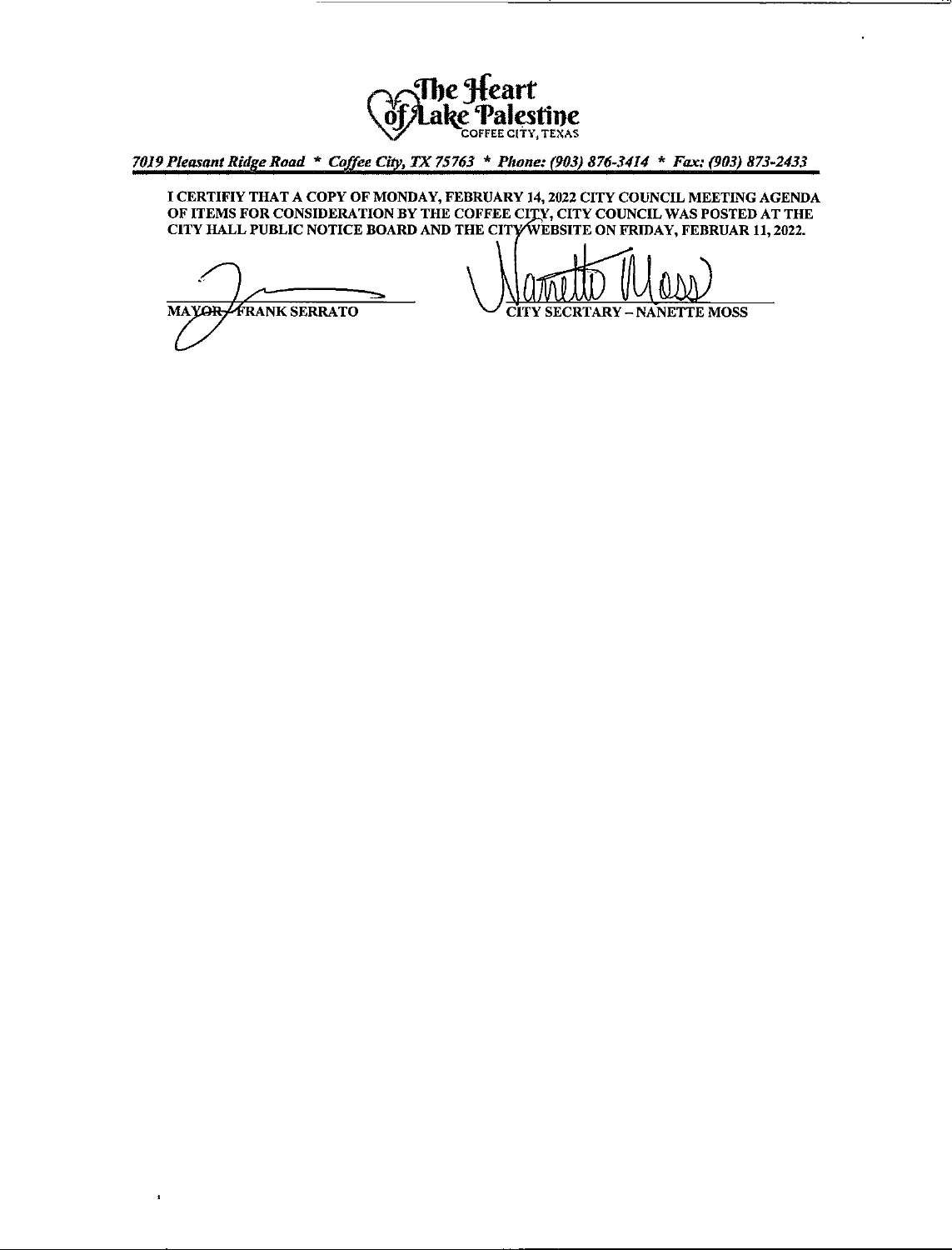**The Heart of Lake Palestine**
COFFEE CITY, TEXAS

*7019 Pleasant Ridge Road * Coffee City, TX 75763 * Phone: (903) 876-3414 * Fax: (903) 873-2433*

**I CERTIFIY THAT A COPY OF MONDAY, FEBRUARY 14, 2022 CITY COUNCIL MEETING AGENDA OF ITEMS FOR CONSIDERATION BY THE COFFEE CITY, CITY COUNCIL WAS POSTED AT THE CITY HALL PUBLIC NOTICE BOARD AND THE CITY WEBSITE ON FRIDAY, FEBRUAR 11, 2022.**

**MAYOR – FRANK SERRATO**

**CITY SECRTARY – NANETTE MOSS**